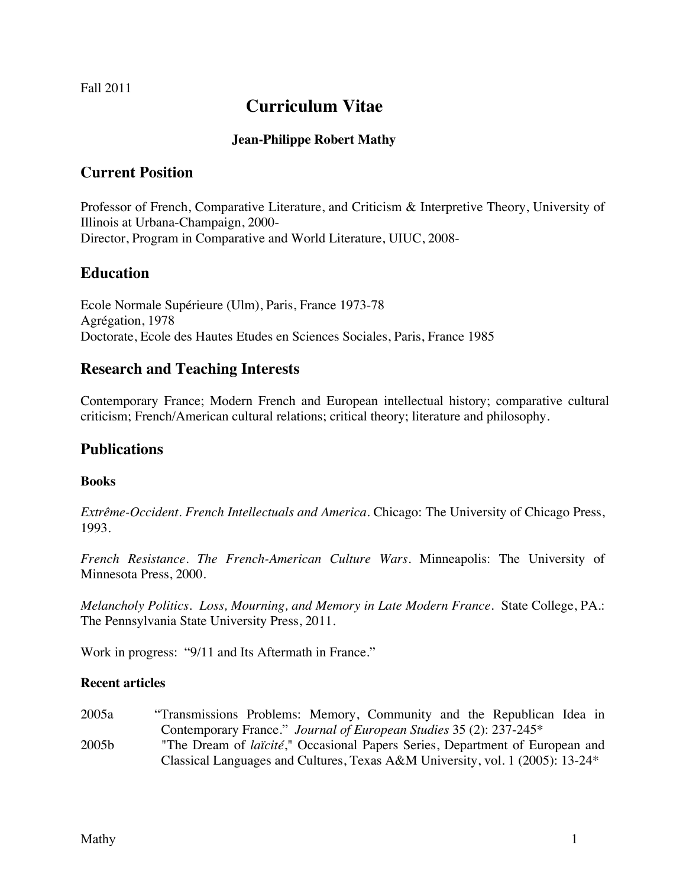Fall 2011

# Curriculum Vitae

**Jean-Philippe Robert Mathy**

## Current Position

Professor of French, Comparative Literature, and Criticism & Interpretive Theory, University of Illinois at Urbana-Champaign, 2000-
Director, Program in Comparative and World Literature, UIUC, 2008-

## Education

Ecole Normale Supérieure (Ulm), Paris, France 1973-78
Agrégation, 1978
Doctorate, Ecole des Hautes Etudes en Sciences Sociales, Paris, France 1985

## Research and Teaching Interests

Contemporary France; Modern French and European intellectual history; comparative cultural criticism; French/American cultural relations; critical theory; literature and philosophy.

## Publications

### Books

*Extrême-Occident. French Intellectuals and America*. Chicago: The University of Chicago Press, 1993.

*French Resistance. The French-American Culture Wars*. Minneapolis: The University of Minnesota Press, 2000.

*Melancholy Politics. Loss, Mourning, and Memory in Late Modern France*. State College, PA.: The Pennsylvania State University Press, 2011.

Work in progress: "9/11 and Its Aftermath in France."

### Recent articles

2005a "Transmissions Problems: Memory, Community and the Republican Idea in Contemporary France." *Journal of European Studies* 35 (2): 237-245*

2005b "The Dream of *laïcité*," Occasional Papers Series, Department of European and Classical Languages and Cultures, Texas A&M University, vol. 1 (2005): 13-24*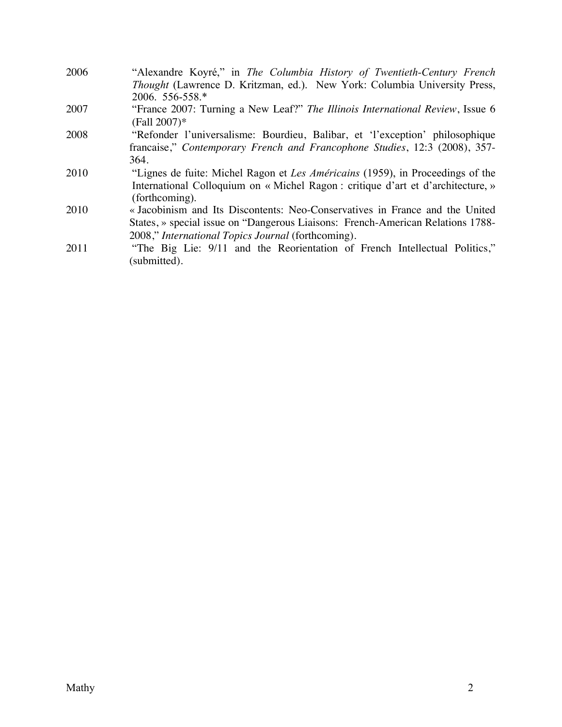2006 "Alexandre Koyré," in *The Columbia History of Twentieth-Century French Thought* (Lawrence D. Kritzman, ed.). New York: Columbia University Press, 2006. 556-558.*

2007 "France 2007: Turning a New Leaf?" *The Illinois International Review*, Issue 6 (Fall 2007)*

2008 "Refonder l'universalisme: Bourdieu, Balibar, et 'l'exception' philosophique francaise," *Contemporary French and Francophone Studies*, 12:3 (2008), 357-364.

2010 "Lignes de fuite: Michel Ragon et *Les Américains* (1959), in Proceedings of the International Colloquium on « Michel Ragon : critique d'art et d'architecture, » (forthcoming).

2010 « Jacobinism and Its Discontents: Neo-Conservatives in France and the United States, » special issue on "Dangerous Liaisons: French-American Relations 1788-2008," *International Topics Journal* (forthcoming).

2011 "The Big Lie: 9/11 and the Reorientation of French Intellectual Politics," (submitted).